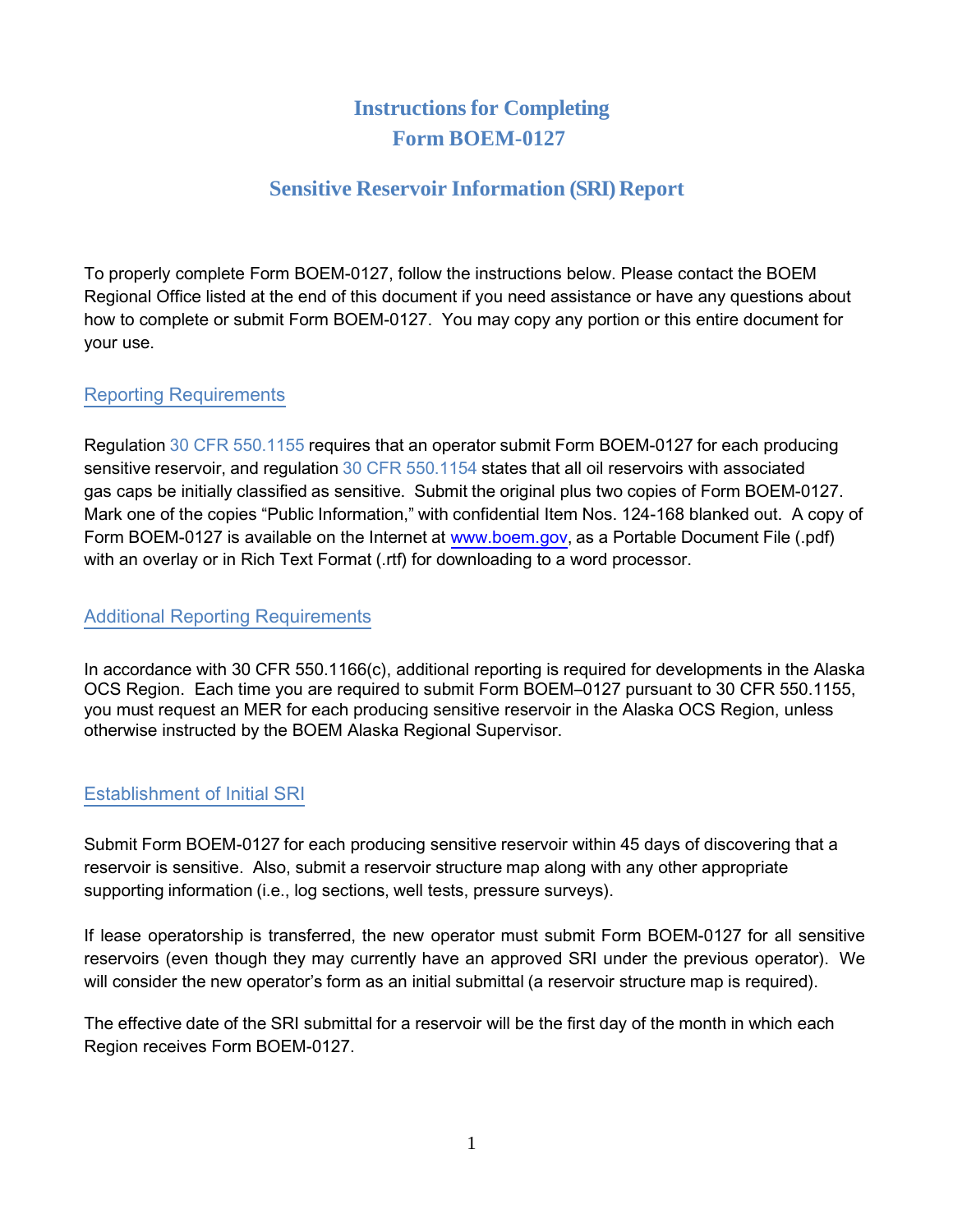# Instructions for Completing Form BOEM-0127

## Sensitive Reservoir Information (SRI) Report

To properly complete Form BOEM-0127, follow the instructions below. Please contact the BOEM Regional Office listed at the end of this document if you need assistance or have any questions about how to complete or submit Form BOEM-0127. You may copy any portion or this entire document for your use.

### Reporting Requirements

Regulation 30 CFR 550.1155 requires that an operator submit Form BOEM-0127 for each producing sensitive reservoir, and regulation 30 CFR 550.1154 states that all oil reservoirs with associated gas caps be initially classified as sensitive. Submit the original plus two copies of Form BOEM-0127. Mark one of the copies "Public Information," with confidential Item Nos. 124-168 blanked out. A copy of Form BOEM-0127 is available on the Internet at www.boem.gov, as a Portable Document File (.pdf) with an overlay or in Rich Text Format (.rtf) for downloading to a word processor.

### Additional Reporting Requirements

In accordance with 30 CFR 550.1166(c), additional reporting is required for developments in the Alaska OCS Region. Each time you are required to submit Form BOEM–0127 pursuant to 30 CFR 550.1155, you must request an MER for each producing sensitive reservoir in the Alaska OCS Region, unless otherwise instructed by the BOEM Alaska Regional Supervisor.

### Establishment of Initial SRI

Submit Form BOEM-0127 for each producing sensitive reservoir within 45 days of discovering that a reservoir is sensitive. Also, submit a reservoir structure map along with any other appropriate supporting information (i.e., log sections, well tests, pressure surveys).

If lease operatorship is transferred, the new operator must submit Form BOEM-0127 for all sensitive reservoirs (even though they may currently have an approved SRI under the previous operator). We will consider the new operator's form as an initial submittal (a reservoir structure map is required).

The effective date of the SRI submittal for a reservoir will be the first day of the month in which each Region receives Form BOEM-0127.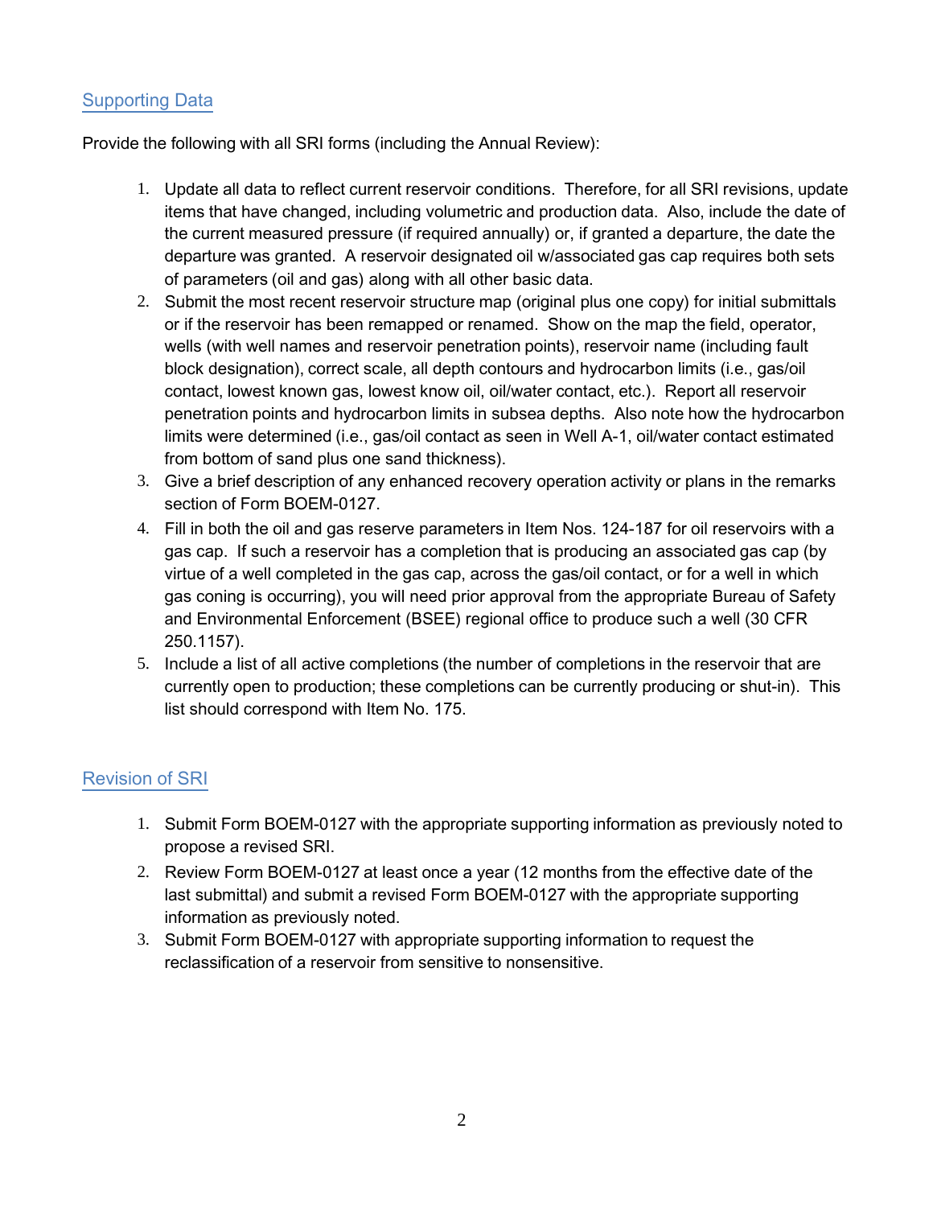## Supporting Data

Provide the following with all SRI forms (including the Annual Review):

1. Update all data to reflect current reservoir conditions. Therefore, for all SRI revisions, update items that have changed, including volumetric and production data. Also, include the date of the current measured pressure (if required annually) or, if granted a departure, the date the departure was granted. A reservoir designated oil w/associated gas cap requires both sets of parameters (oil and gas) along with all other basic data.
2. Submit the most recent reservoir structure map (original plus one copy) for initial submittals or if the reservoir has been remapped or renamed. Show on the map the field, operator, wells (with well names and reservoir penetration points), reservoir name (including fault block designation), correct scale, all depth contours and hydrocarbon limits (i.e., gas/oil contact, lowest known gas, lowest know oil, oil/water contact, etc.). Report all reservoir penetration points and hydrocarbon limits in subsea depths. Also note how the hydrocarbon limits were determined (i.e., gas/oil contact as seen in Well A-1, oil/water contact estimated from bottom of sand plus one sand thickness).
3. Give a brief description of any enhanced recovery operation activity or plans in the remarks section of Form BOEM-0127.
4. Fill in both the oil and gas reserve parameters in Item Nos. 124-187 for oil reservoirs with a gas cap. If such a reservoir has a completion that is producing an associated gas cap (by virtue of a well completed in the gas cap, across the gas/oil contact, or for a well in which gas coning is occurring), you will need prior approval from the appropriate Bureau of Safety and Environmental Enforcement (BSEE) regional office to produce such a well (30 CFR 250.1157).
5. Include a list of all active completions (the number of completions in the reservoir that are currently open to production; these completions can be currently producing or shut-in). This list should correspond with Item No. 175.

## Revision of SRI

1. Submit Form BOEM-0127 with the appropriate supporting information as previously noted to propose a revised SRI.
2. Review Form BOEM-0127 at least once a year (12 months from the effective date of the last submittal) and submit a revised Form BOEM-0127 with the appropriate supporting information as previously noted.
3. Submit Form BOEM-0127 with appropriate supporting information to request the reclassification of a reservoir from sensitive to nonsensitive.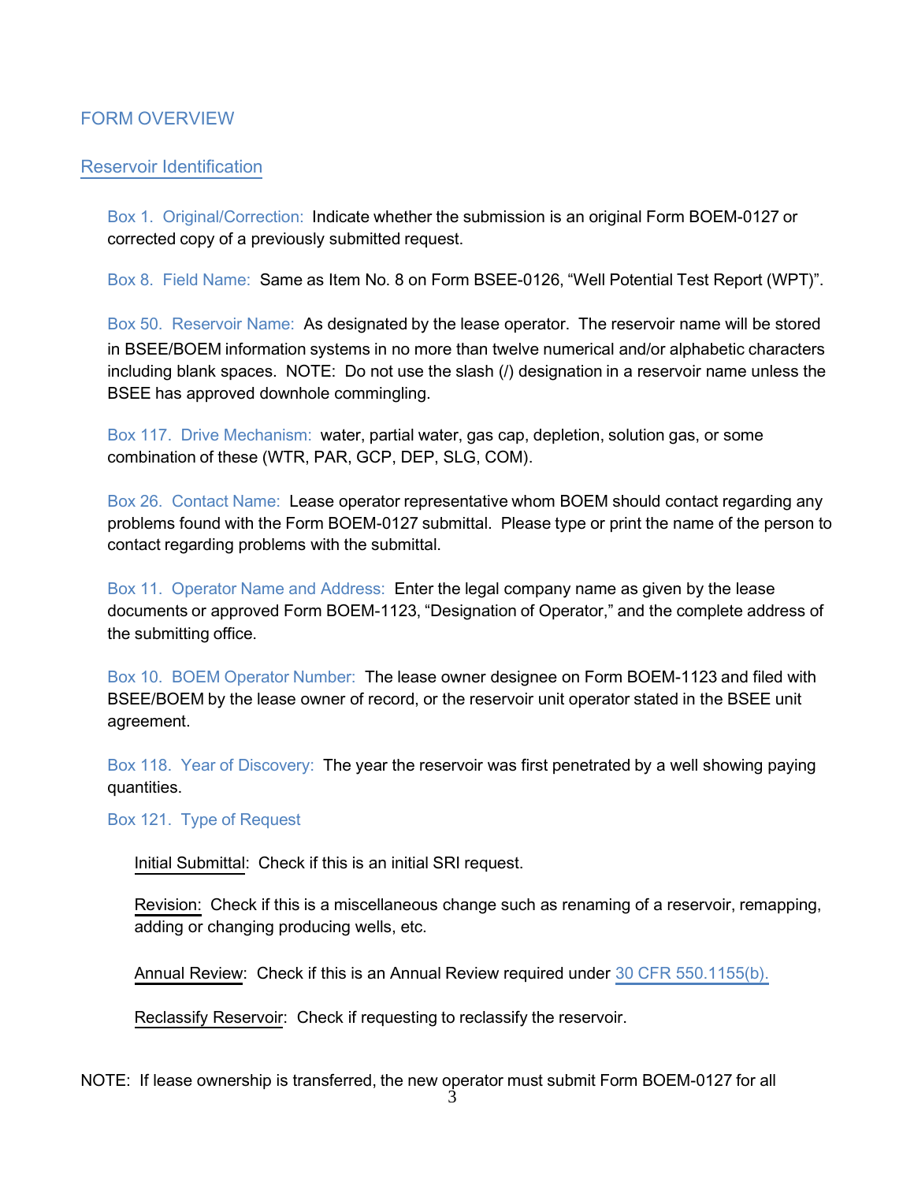## FORM OVERVIEW

### Reservoir Identification

Box 1. Original/Correction: Indicate whether the submission is an original Form BOEM-0127 or corrected copy of a previously submitted request.

Box 8. Field Name: Same as Item No. 8 on Form BSEE-0126, "Well Potential Test Report (WPT)".

Box 50. Reservoir Name: As designated by the lease operator. The reservoir name will be stored in BSEE/BOEM information systems in no more than twelve numerical and/or alphabetic characters including blank spaces. NOTE: Do not use the slash (/) designation in a reservoir name unless the BSEE has approved downhole commingling.

Box 117. Drive Mechanism: water, partial water, gas cap, depletion, solution gas, or some combination of these (WTR, PAR, GCP, DEP, SLG, COM).

Box 26. Contact Name: Lease operator representative whom BOEM should contact regarding any problems found with the Form BOEM-0127 submittal. Please type or print the name of the person to contact regarding problems with the submittal.

Box 11. Operator Name and Address: Enter the legal company name as given by the lease documents or approved Form BOEM-1123, "Designation of Operator," and the complete address of the submitting office.

Box 10. BOEM Operator Number: The lease owner designee on Form BOEM-1123 and filed with BSEE/BOEM by the lease owner of record, or the reservoir unit operator stated in the BSEE unit agreement.

Box 118. Year of Discovery: The year the reservoir was first penetrated by a well showing paying quantities.

Box 121. Type of Request

Initial Submittal: Check if this is an initial SRI request.

Revision: Check if this is a miscellaneous change such as renaming of a reservoir, remapping, adding or changing producing wells, etc.

Annual Review: Check if this is an Annual Review required under 30 CFR 550.1155(b).

Reclassify Reservoir: Check if requesting to reclassify the reservoir.

NOTE: If lease ownership is transferred, the new operator must submit Form BOEM-0127 for all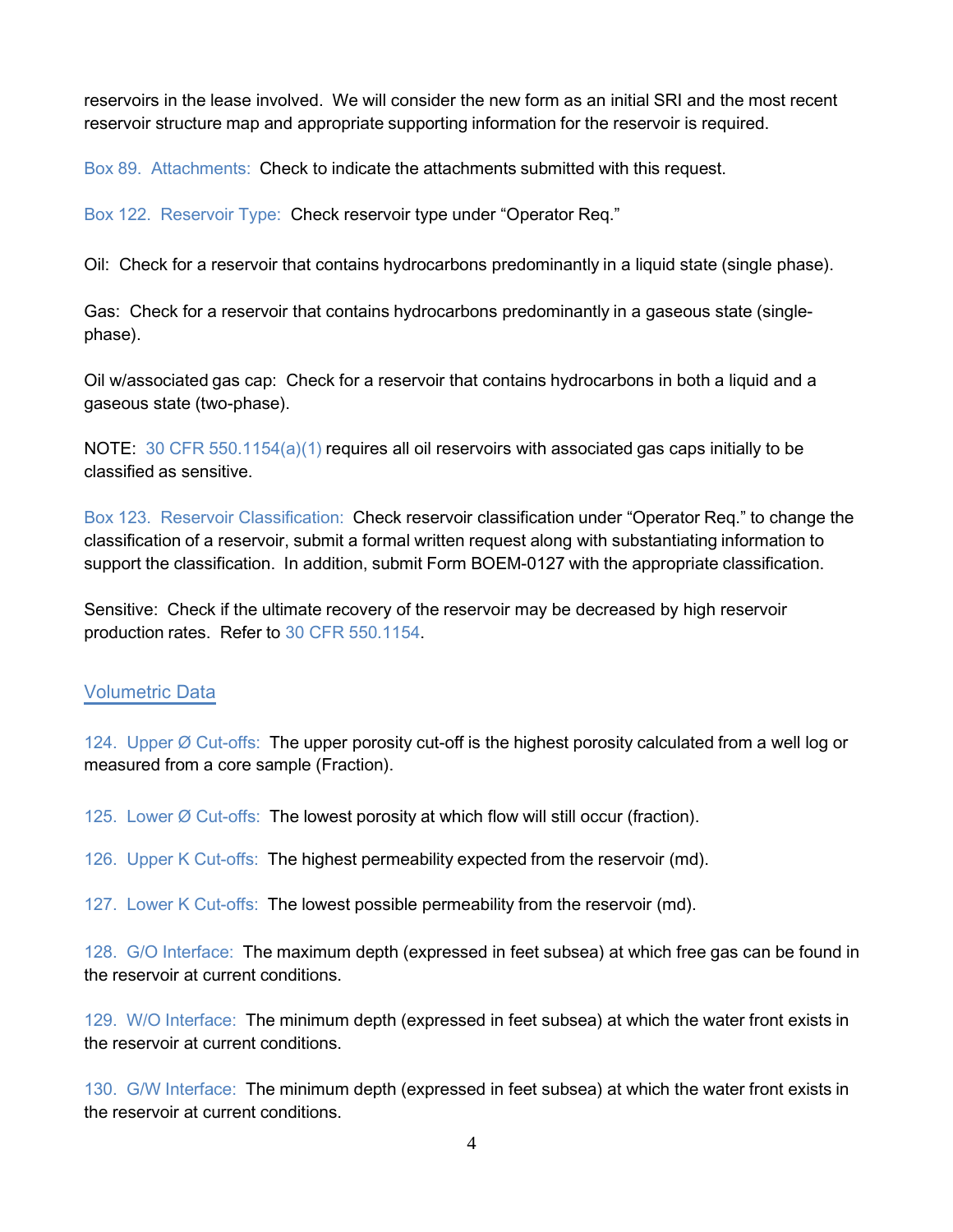reservoirs in the lease involved. We will consider the new form as an initial SRI and the most recent reservoir structure map and appropriate supporting information for the reservoir is required.

Box 89. Attachments: Check to indicate the attachments submitted with this request.

Box 122. Reservoir Type: Check reservoir type under "Operator Req."

Oil: Check for a reservoir that contains hydrocarbons predominantly in a liquid state (single phase).

Gas: Check for a reservoir that contains hydrocarbons predominantly in a gaseous state (single-phase).

Oil w/associated gas cap: Check for a reservoir that contains hydrocarbons in both a liquid and a gaseous state (two-phase).

NOTE: 30 CFR 550.1154(a)(1) requires all oil reservoirs with associated gas caps initially to be classified as sensitive.

Box 123. Reservoir Classification: Check reservoir classification under "Operator Req." to change the classification of a reservoir, submit a formal written request along with substantiating information to support the classification. In addition, submit Form BOEM-0127 with the appropriate classification.

Sensitive: Check if the ultimate recovery of the reservoir may be decreased by high reservoir production rates. Refer to 30 CFR 550.1154.

## Volumetric Data

124. Upper Ø Cut-offs: The upper porosity cut-off is the highest porosity calculated from a well log or measured from a core sample (Fraction).

125. Lower Ø Cut-offs: The lowest porosity at which flow will still occur (fraction).

126. Upper K Cut-offs: The highest permeability expected from the reservoir (md).

127. Lower K Cut-offs: The lowest possible permeability from the reservoir (md).

128. G/O Interface: The maximum depth (expressed in feet subsea) at which free gas can be found in the reservoir at current conditions.

129. W/O Interface: The minimum depth (expressed in feet subsea) at which the water front exists in the reservoir at current conditions.

130. G/W Interface: The minimum depth (expressed in feet subsea) at which the water front exists in the reservoir at current conditions.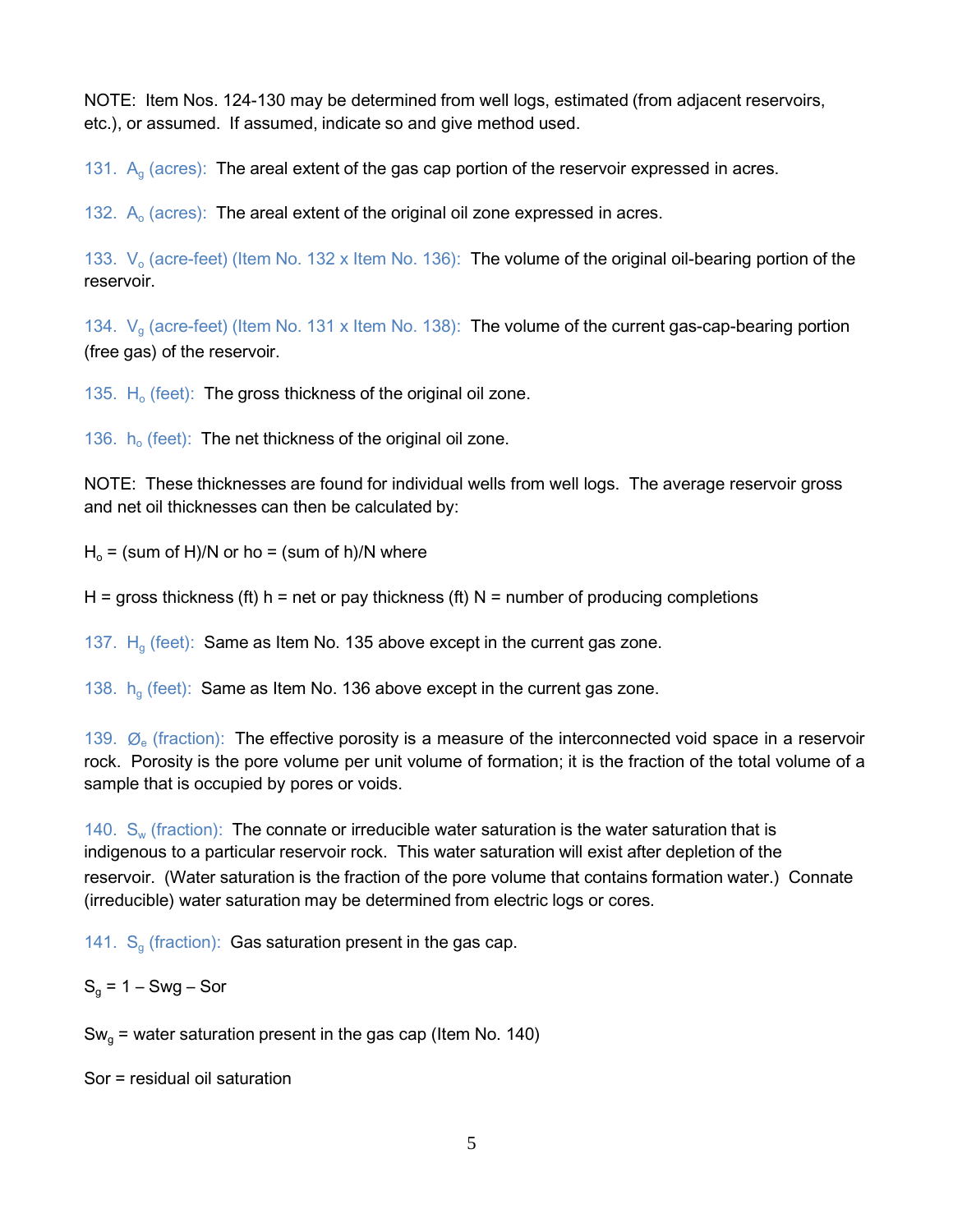NOTE: Item Nos. 124-130 may be determined from well logs, estimated (from adjacent reservoirs, etc.), or assumed. If assumed, indicate so and give method used.

131. $A_g$ (acres): The areal extent of the gas cap portion of the reservoir expressed in acres.

132. $A_o$ (acres): The areal extent of the original oil zone expressed in acres.

133. $V_o$ (acre-feet) (Item No. 132 x Item No. 136): The volume of the original oil-bearing portion of the reservoir.

134. $V_g$ (acre-feet) (Item No. 131 x Item No. 138): The volume of the current gas-cap-bearing portion (free gas) of the reservoir.

135. $H_o$ (feet): The gross thickness of the original oil zone.

136. $h_o$ (feet): The net thickness of the original oil zone.

NOTE: These thicknesses are found for individual wells from well logs. The average reservoir gross and net oil thicknesses can then be calculated by:

$H_o$ = (sum of H)/N or ho = (sum of h)/N where

H = gross thickness (ft) h = net or pay thickness (ft) N = number of producing completions

137. $H_g$ (feet): Same as Item No. 135 above except in the current gas zone.

138. $h_g$ (feet): Same as Item No. 136 above except in the current gas zone.

139. $Ø_e$ (fraction): The effective porosity is a measure of the interconnected void space in a reservoir rock. Porosity is the pore volume per unit volume of formation; it is the fraction of the total volume of a sample that is occupied by pores or voids.

140. $S_w$ (fraction): The connate or irreducible water saturation is the water saturation that is indigenous to a particular reservoir rock. This water saturation will exist after depletion of the reservoir. (Water saturation is the fraction of the pore volume that contains formation water.) Connate (irreducible) water saturation may be determined from electric logs or cores.

141. $S_g$ (fraction): Gas saturation present in the gas cap.

$S_g$ = 1 – Swg – Sor

$Sw_g$ = water saturation present in the gas cap (Item No. 140)

Sor = residual oil saturation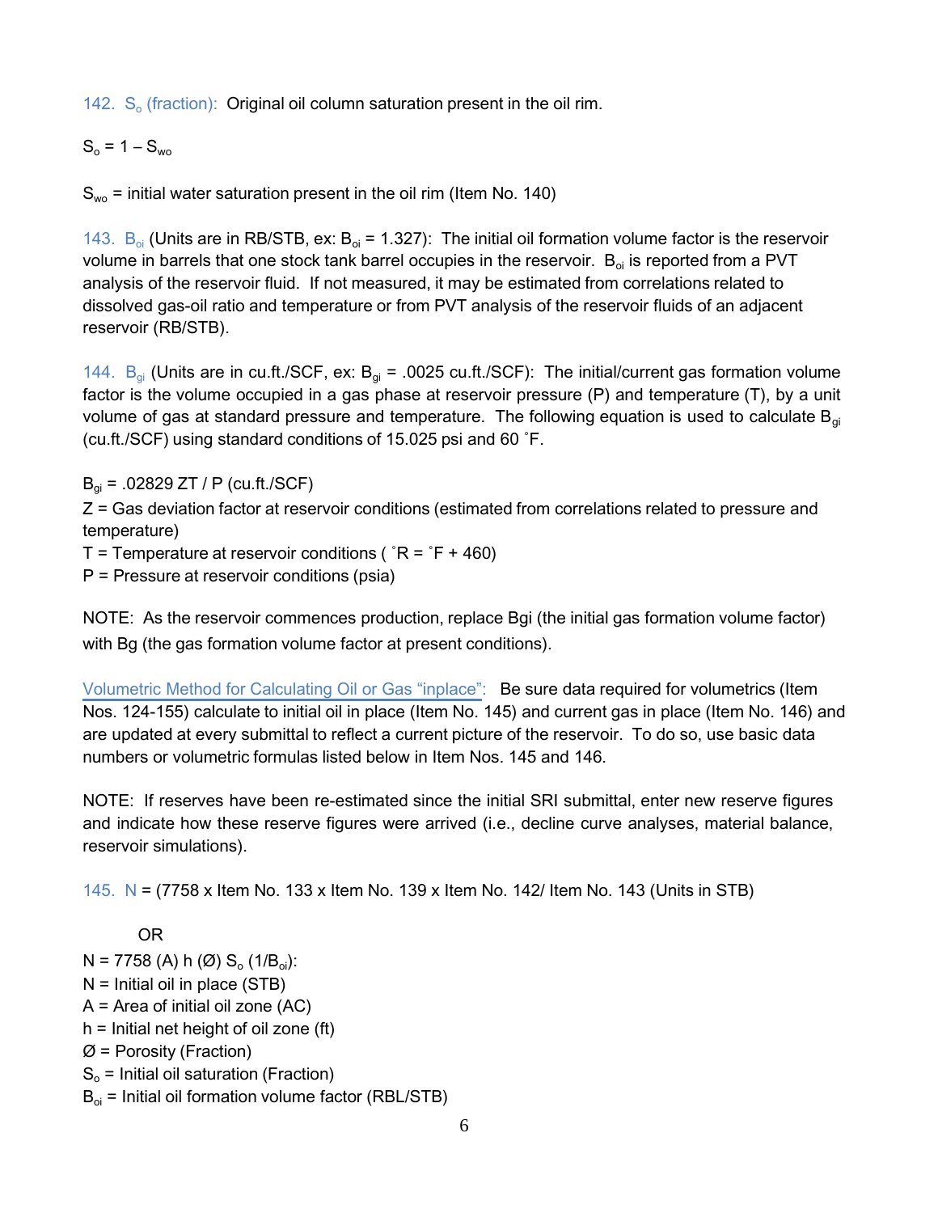142. $S_o$ (fraction): Original oil column saturation present in the oil rim.

$S_o = 1 – S_{wo}$

$S_{wo}$ = initial water saturation present in the oil rim (Item No. 140)

143. $B_{oi}$ (Units are in RB/STB, ex: $B_{oi}$ = 1.327): The initial oil formation volume factor is the reservoir volume in barrels that one stock tank barrel occupies in the reservoir. $B_{oi}$ is reported from a PVT analysis of the reservoir fluid. If not measured, it may be estimated from correlations related to dissolved gas-oil ratio and temperature or from PVT analysis of the reservoir fluids of an adjacent reservoir (RB/STB).

144. $B_{gi}$ (Units are in cu.ft./SCF, ex: $B_{gi}$ = .0025 cu.ft./SCF): The initial/current gas formation volume factor is the volume occupied in a gas phase at reservoir pressure (P) and temperature (T), by a unit volume of gas at standard pressure and temperature. The following equation is used to calculate $B_{gi}$ (cu.ft./SCF) using standard conditions of 15.025 psi and 60 ˚F.

$B_{gi}$ = .02829 ZT / P (cu.ft./SCF)
Z = Gas deviation factor at reservoir conditions (estimated from correlations related to pressure and temperature)
T = Temperature at reservoir conditions ( ˚R = ˚F + 460)
P = Pressure at reservoir conditions (psia)

NOTE: As the reservoir commences production, replace Bgi (the initial gas formation volume factor) with Bg (the gas formation volume factor at present conditions).

Volumetric Method for Calculating Oil or Gas "inplace": Be sure data required for volumetrics (Item Nos. 124-155) calculate to initial oil in place (Item No. 145) and current gas in place (Item No. 146) and are updated at every submittal to reflect a current picture of the reservoir. To do so, use basic data numbers or volumetric formulas listed below in Item Nos. 145 and 146.

NOTE: If reserves have been re-estimated since the initial SRI submittal, enter new reserve figures and indicate how these reserve figures were arrived (i.e., decline curve analyses, material balance, reservoir simulations).

145. N = (7758 x Item No. 133 x Item No. 139 x Item No. 142/ Item No. 143 (Units in STB)

OR

N = 7758 (A) h (Ø) $S_o$ ($1/B_{oi}$):
N = Initial oil in place (STB)
A = Area of initial oil zone (AC)
h = Initial net height of oil zone (ft)
Ø = Porosity (Fraction)
$S_o$ = Initial oil saturation (Fraction)
$B_{oi}$ = Initial oil formation volume factor (RBL/STB)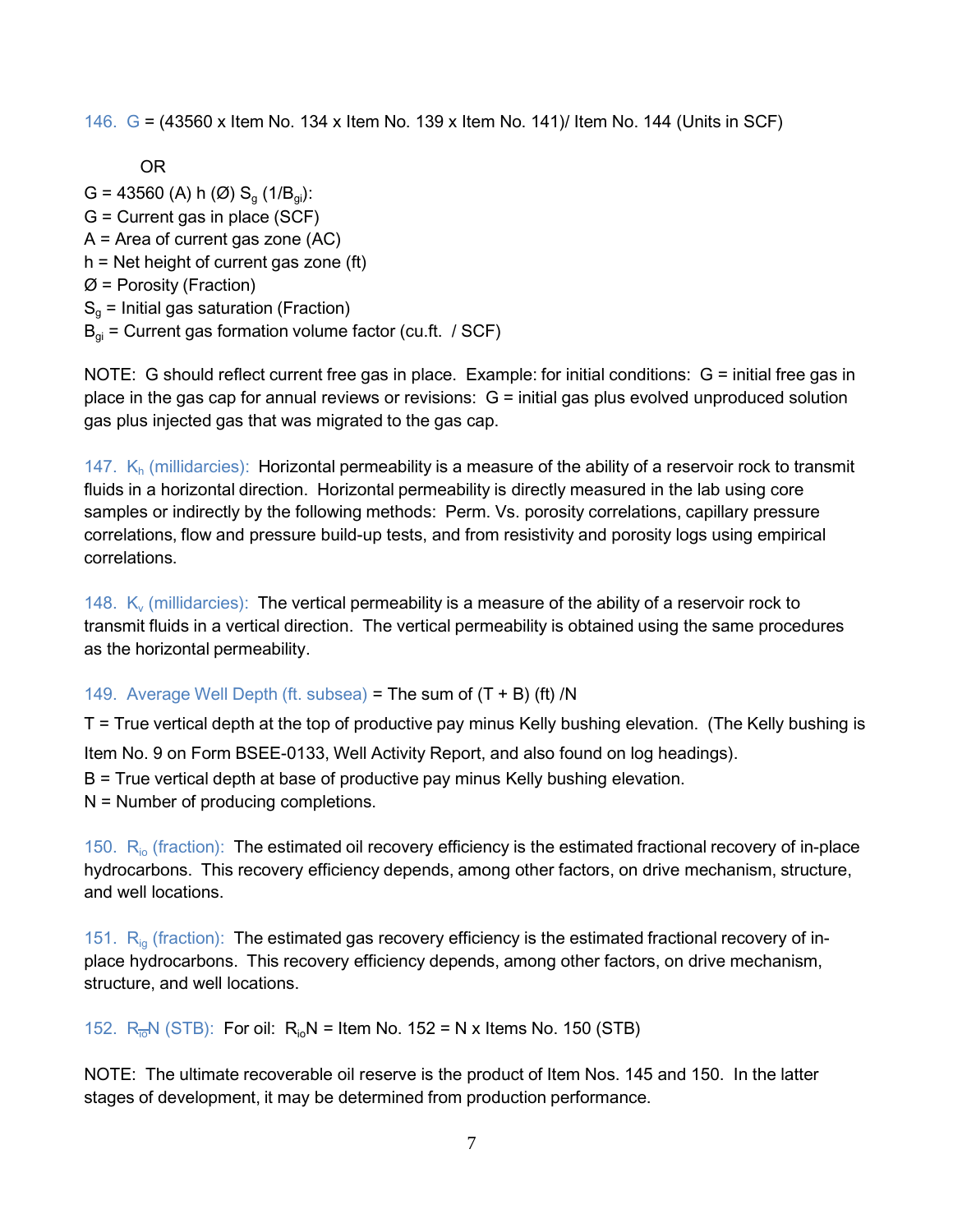146. G = (43560 x Item No. 134 x Item No. 139 x Item No. 141)/ Item No. 144 (Units in SCF)

OR

G = 43560 (A) h (Ø) $S_g$ ($1/B_{gi}$):

G = Current gas in place (SCF)

A = Area of current gas zone (AC)

h = Net height of current gas zone (ft)

Ø = Porosity (Fraction)

$S_g$ = Initial gas saturation (Fraction)

$B_{gi}$ = Current gas formation volume factor (cu.ft. / SCF)

NOTE: G should reflect current free gas in place. Example: for initial conditions: G = initial free gas in place in the gas cap for annual reviews or revisions: G = initial gas plus evolved unproduced solution gas plus injected gas that was migrated to the gas cap.

147. $K_h$ (millidarcies): Horizontal permeability is a measure of the ability of a reservoir rock to transmit fluids in a horizontal direction. Horizontal permeability is directly measured in the lab using core samples or indirectly by the following methods: Perm. Vs. porosity correlations, capillary pressure correlations, flow and pressure build-up tests, and from resistivity and porosity logs using empirical correlations.

148. $K_v$ (millidarcies): The vertical permeability is a measure of the ability of a reservoir rock to transmit fluids in a vertical direction. The vertical permeability is obtained using the same procedures as the horizontal permeability.

149. Average Well Depth (ft. subsea) = The sum of (T + B) (ft) /N

T = True vertical depth at the top of productive pay minus Kelly bushing elevation. (The Kelly bushing is Item No. 9 on Form BSEE-0133, Well Activity Report, and also found on log headings).

B = True vertical depth at base of productive pay minus Kelly bushing elevation.

N = Number of producing completions.

150. $R_{io}$ (fraction): The estimated oil recovery efficiency is the estimated fractional recovery of in-place hydrocarbons. This recovery efficiency depends, among other factors, on drive mechanism, structure, and well locations.

151. $R_{ig}$ (fraction): The estimated gas recovery efficiency is the estimated fractional recovery of in-place hydrocarbons. This recovery efficiency depends, among other factors, on drive mechanism, structure, and well locations.

152. $R_{io}N$ (STB): For oil: $R_{io}N$ = Item No. 152 = N x Items No. 150 (STB)

NOTE: The ultimate recoverable oil reserve is the product of Item Nos. 145 and 150. In the latter stages of development, it may be determined from production performance.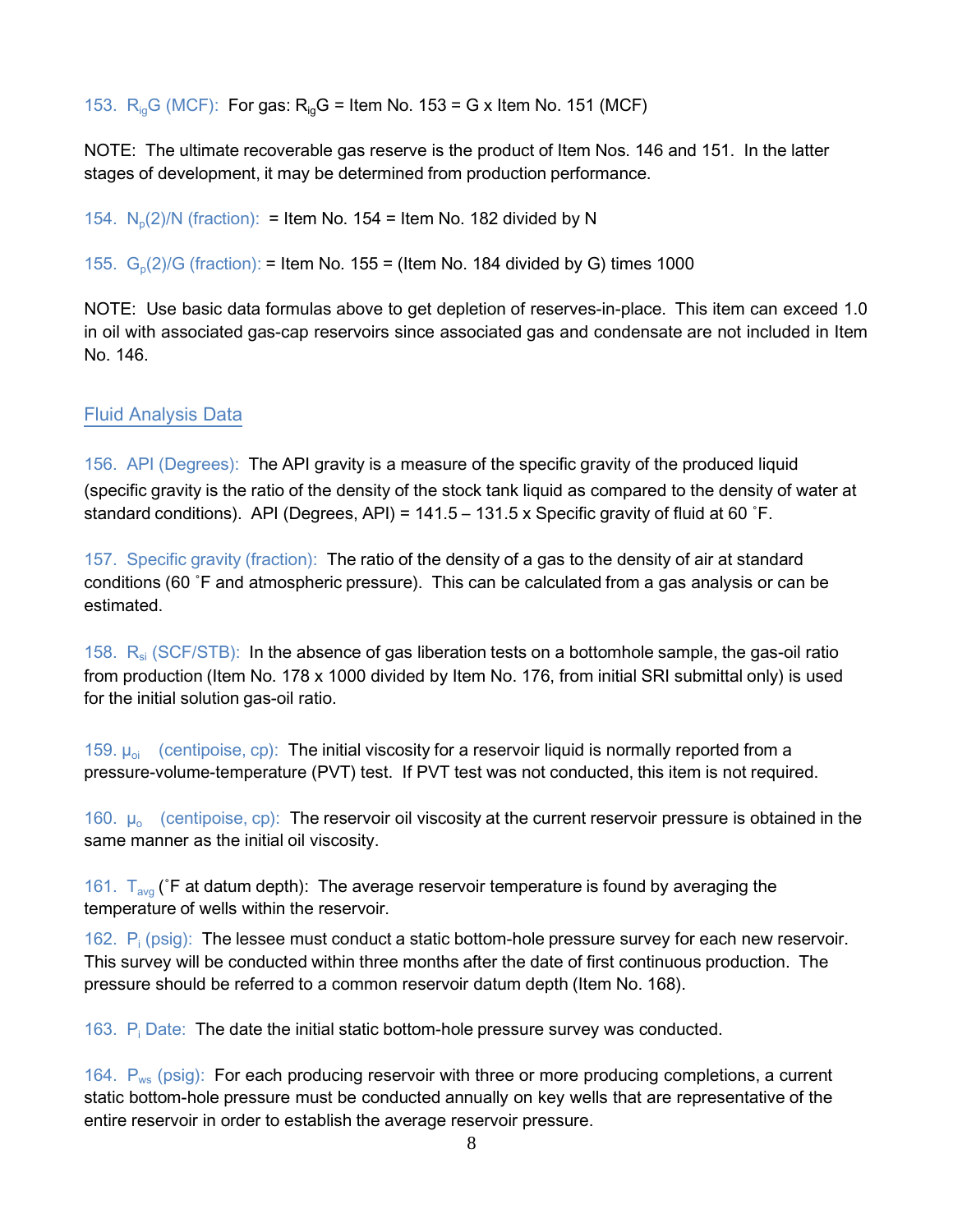153. $R_{ig}G$ (MCF): For gas: $R_{ig}G$ = Item No. 153 = G x Item No. 151 (MCF)

NOTE: The ultimate recoverable gas reserve is the product of Item Nos. 146 and 151. In the latter stages of development, it may be determined from production performance.

154. $N_p(2)/N$ (fraction): = Item No. 154 = Item No. 182 divided by N

155. $G_p(2)/G$ (fraction): = Item No. 155 = (Item No. 184 divided by G) times 1000

NOTE: Use basic data formulas above to get depletion of reserves-in-place. This item can exceed 1.0 in oil with associated gas-cap reservoirs since associated gas and condensate are not included in Item No. 146.

## Fluid Analysis Data

156. API (Degrees): The API gravity is a measure of the specific gravity of the produced liquid (specific gravity is the ratio of the density of the stock tank liquid as compared to the density of water at standard conditions). API (Degrees, API) = 141.5 – 131.5 x Specific gravity of fluid at 60 ˚F.

157. Specific gravity (fraction): The ratio of the density of a gas to the density of air at standard conditions (60 ˚F and atmospheric pressure). This can be calculated from a gas analysis or can be estimated.

158. $R_{si}$ (SCF/STB): In the absence of gas liberation tests on a bottomhole sample, the gas-oil ratio from production (Item No. 178 x 1000 divided by Item No. 176, from initial SRI submittal only) is used for the initial solution gas-oil ratio.

159. $\mu_{oi}$ (centipoise, cp): The initial viscosity for a reservoir liquid is normally reported from a pressure-volume-temperature (PVT) test. If PVT test was not conducted, this item is not required.

160. $\mu_o$ (centipoise, cp): The reservoir oil viscosity at the current reservoir pressure is obtained in the same manner as the initial oil viscosity.

161. $T_{avg}$ (˚F at datum depth): The average reservoir temperature is found by averaging the temperature of wells within the reservoir.

162. $P_i$ (psig): The lessee must conduct a static bottom-hole pressure survey for each new reservoir. This survey will be conducted within three months after the date of first continuous production. The pressure should be referred to a common reservoir datum depth (Item No. 168).

163. $P_i$ Date: The date the initial static bottom-hole pressure survey was conducted.

164. $P_{ws}$ (psig): For each producing reservoir with three or more producing completions, a current static bottom-hole pressure must be conducted annually on key wells that are representative of the entire reservoir in order to establish the average reservoir pressure.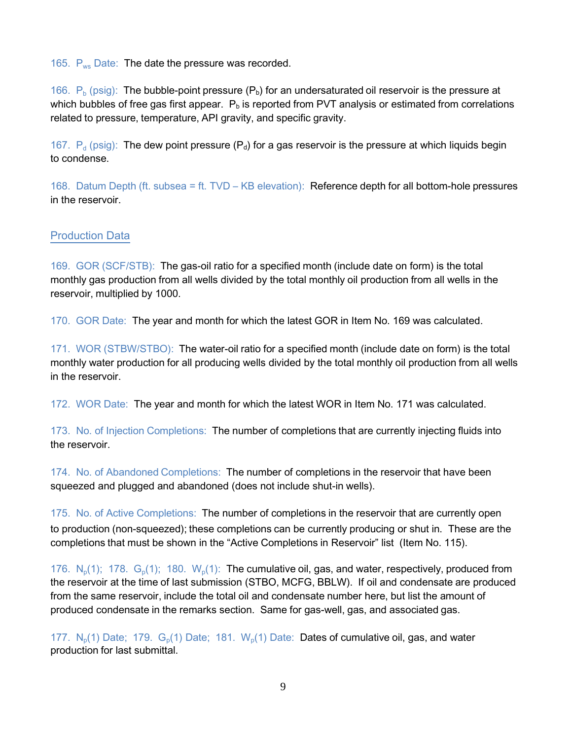165. $P_{ws}$ Date: The date the pressure was recorded.

166. $P_b$ (psig): The bubble-point pressure ($P_b$) for an undersaturated oil reservoir is the pressure at which bubbles of free gas first appear. $P_b$ is reported from PVT analysis or estimated from correlations related to pressure, temperature, API gravity, and specific gravity.

167. $P_d$ (psig): The dew point pressure ($P_d$) for a gas reservoir is the pressure at which liquids begin to condense.

168. Datum Depth (ft. subsea = ft. TVD – KB elevation): Reference depth for all bottom-hole pressures in the reservoir.

## Production Data

169. GOR (SCF/STB): The gas-oil ratio for a specified month (include date on form) is the total monthly gas production from all wells divided by the total monthly oil production from all wells in the reservoir, multiplied by 1000.

170. GOR Date: The year and month for which the latest GOR in Item No. 169 was calculated.

171. WOR (STBW/STBO): The water-oil ratio for a specified month (include date on form) is the total monthly water production for all producing wells divided by the total monthly oil production from all wells in the reservoir.

172. WOR Date: The year and month for which the latest WOR in Item No. 171 was calculated.

173. No. of Injection Completions: The number of completions that are currently injecting fluids into the reservoir.

174. No. of Abandoned Completions: The number of completions in the reservoir that have been squeezed and plugged and abandoned (does not include shut-in wells).

175. No. of Active Completions: The number of completions in the reservoir that are currently open to production (non-squeezed); these completions can be currently producing or shut in. These are the completions that must be shown in the "Active Completions in Reservoir" list (Item No. 115).

176. $N_p(1)$; 178. $G_p(1)$; 180. $W_p(1)$: The cumulative oil, gas, and water, respectively, produced from the reservoir at the time of last submission (STBO, MCFG, BBLW). If oil and condensate are produced from the same reservoir, include the total oil and condensate number here, but list the amount of produced condensate in the remarks section. Same for gas-well, gas, and associated gas.

177. $N_p(1)$ Date; 179. $G_p(1)$ Date; 181. $W_p(1)$ Date: Dates of cumulative oil, gas, and water production for last submittal.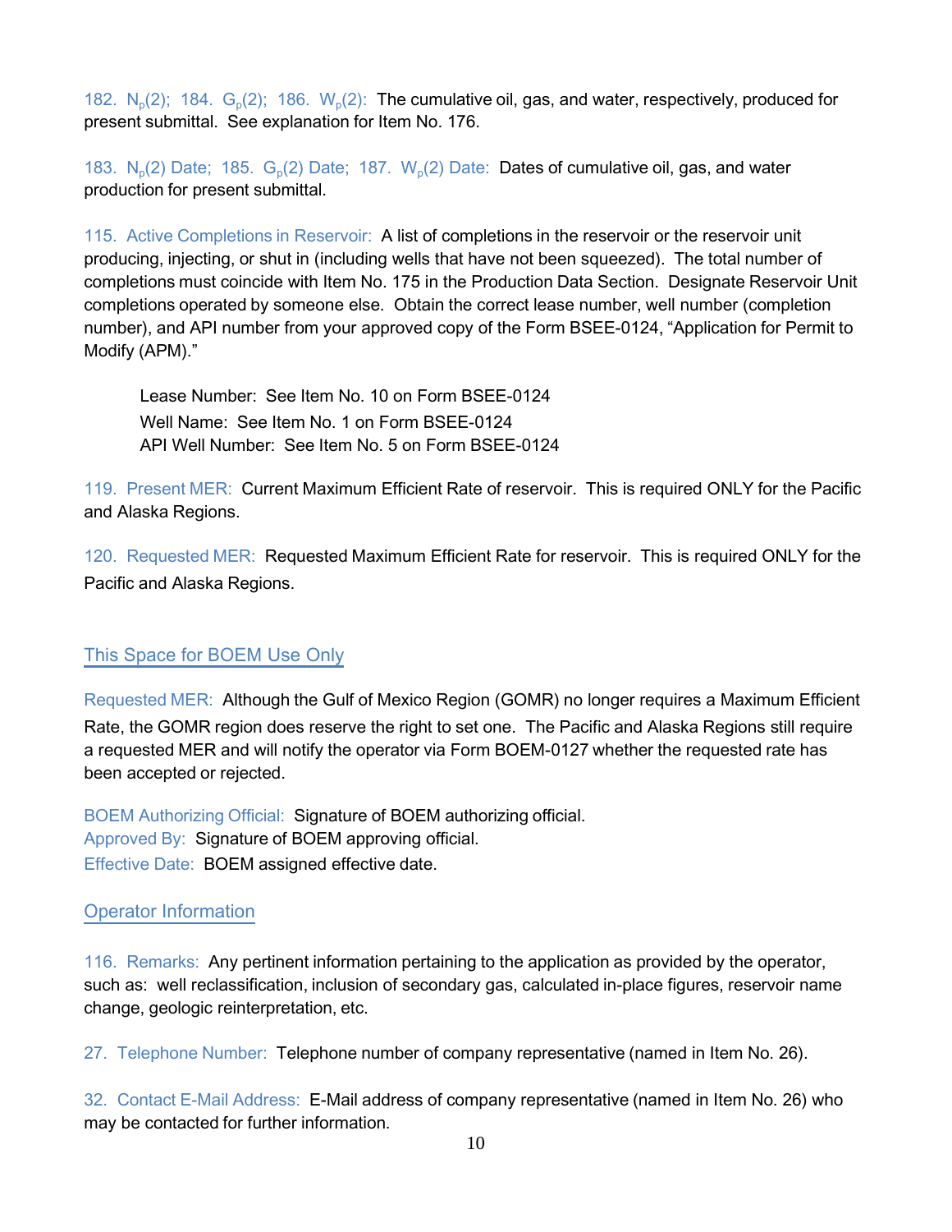182. $N_p(2)$; 184. $G_p(2)$; 186. $W_p(2)$: The cumulative oil, gas, and water, respectively, produced for present submittal. See explanation for Item No. 176.

183. $N_p(2)$ Date; 185. $G_p(2)$ Date; 187. $W_p(2)$ Date: Dates of cumulative oil, gas, and water production for present submittal.

115. Active Completions in Reservoir: A list of completions in the reservoir or the reservoir unit producing, injecting, or shut in (including wells that have not been squeezed). The total number of completions must coincide with Item No. 175 in the Production Data Section. Designate Reservoir Unit completions operated by someone else. Obtain the correct lease number, well number (completion number), and API number from your approved copy of the Form BSEE-0124, "Application for Permit to Modify (APM)."

> Lease Number: See Item No. 10 on Form BSEE-0124
> Well Name: See Item No. 1 on Form BSEE-0124
> API Well Number: See Item No. 5 on Form BSEE-0124

119. Present MER: Current Maximum Efficient Rate of reservoir. This is required ONLY for the Pacific and Alaska Regions.

120. Requested MER: Requested Maximum Efficient Rate for reservoir. This is required ONLY for the Pacific and Alaska Regions.

## This Space for BOEM Use Only

Requested MER: Although the Gulf of Mexico Region (GOMR) no longer requires a Maximum Efficient Rate, the GOMR region does reserve the right to set one. The Pacific and Alaska Regions still require a requested MER and will notify the operator via Form BOEM-0127 whether the requested rate has been accepted or rejected.

BOEM Authorizing Official: Signature of BOEM authorizing official.
Approved By: Signature of BOEM approving official.
Effective Date: BOEM assigned effective date.

## Operator Information

116. Remarks: Any pertinent information pertaining to the application as provided by the operator, such as: well reclassification, inclusion of secondary gas, calculated in-place figures, reservoir name change, geologic reinterpretation, etc.

27. Telephone Number: Telephone number of company representative (named in Item No. 26).

32. Contact E-Mail Address: E-Mail address of company representative (named in Item No. 26) who may be contacted for further information.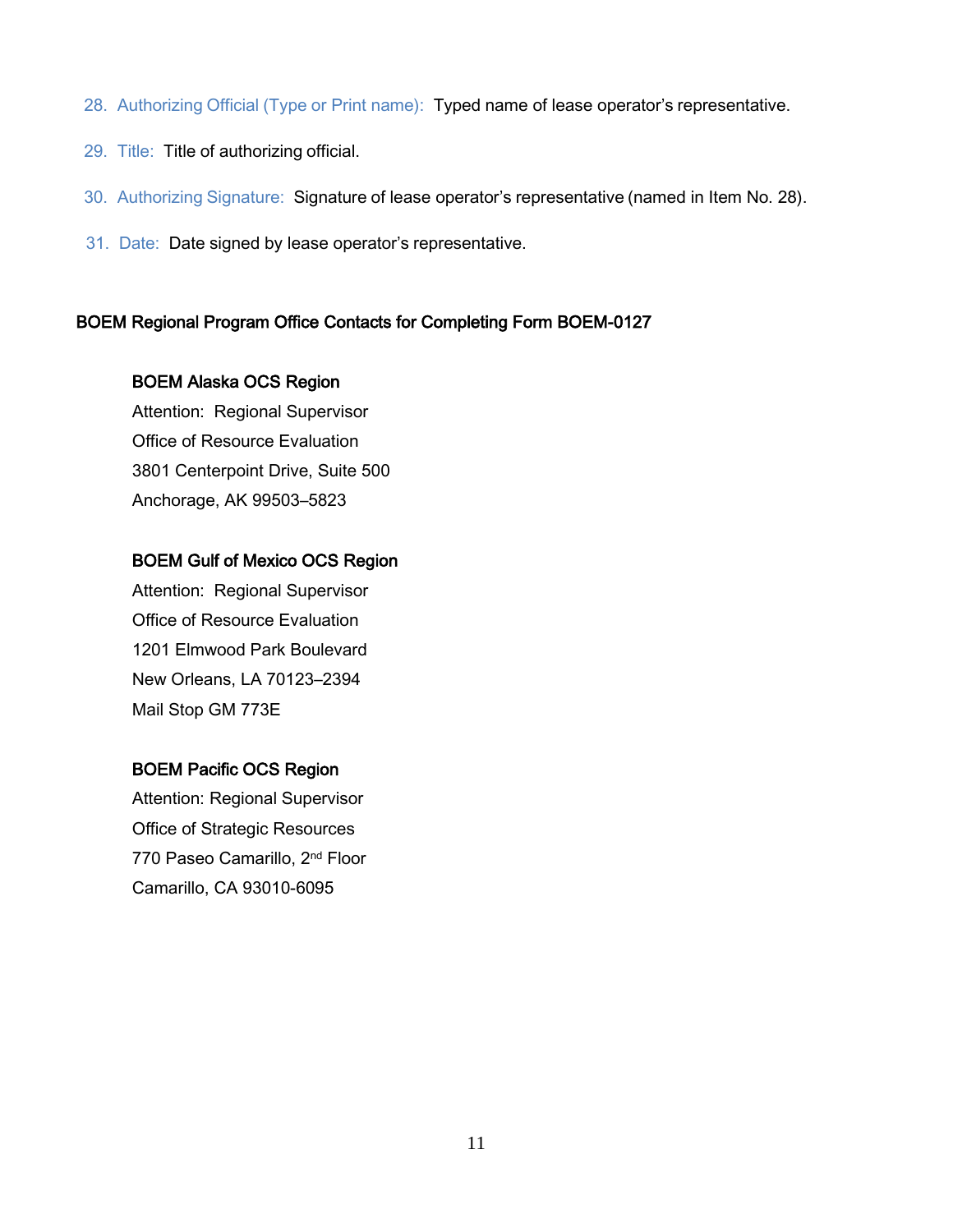28. Authorizing Official (Type or Print name): Typed name of lease operator's representative.
29. Title: Title of authorizing official.
30. Authorizing Signature: Signature of lease operator's representative (named in Item No. 28).
31. Date: Date signed by lease operator's representative.

## BOEM Regional Program Office Contacts for Completing Form BOEM-0127

**BOEM Alaska OCS Region**
Attention: Regional Supervisor
Office of Resource Evaluation
3801 Centerpoint Drive, Suite 500
Anchorage, AK 99503–5823

**BOEM Gulf of Mexico OCS Region**
Attention: Regional Supervisor
Office of Resource Evaluation
1201 Elmwood Park Boulevard
New Orleans, LA 70123–2394
Mail Stop GM 773E

**BOEM Pacific OCS Region**
Attention: Regional Supervisor
Office of Strategic Resources
770 Paseo Camarillo, 2nd Floor
Camarillo, CA 93010-6095